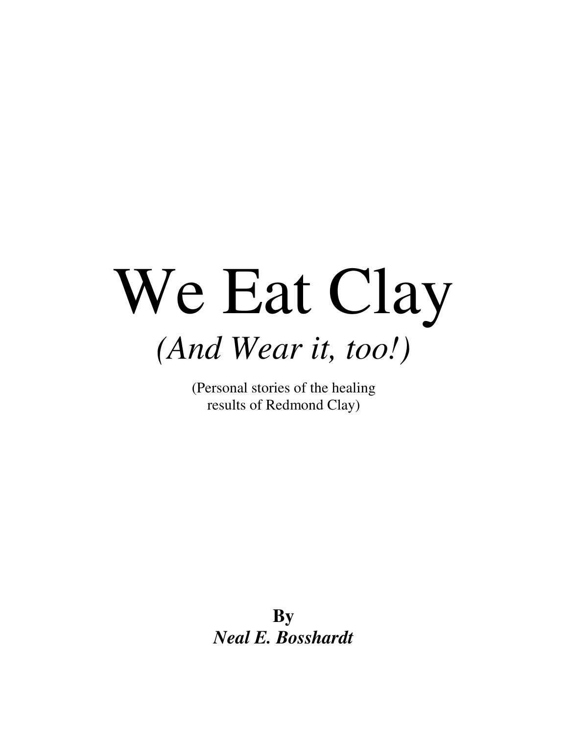# We Eat Clay

## *(And Wear it, too!)*

(Personal stories of the healing results of Redmond Clay)

**By**

***Neal E. Bosshardt***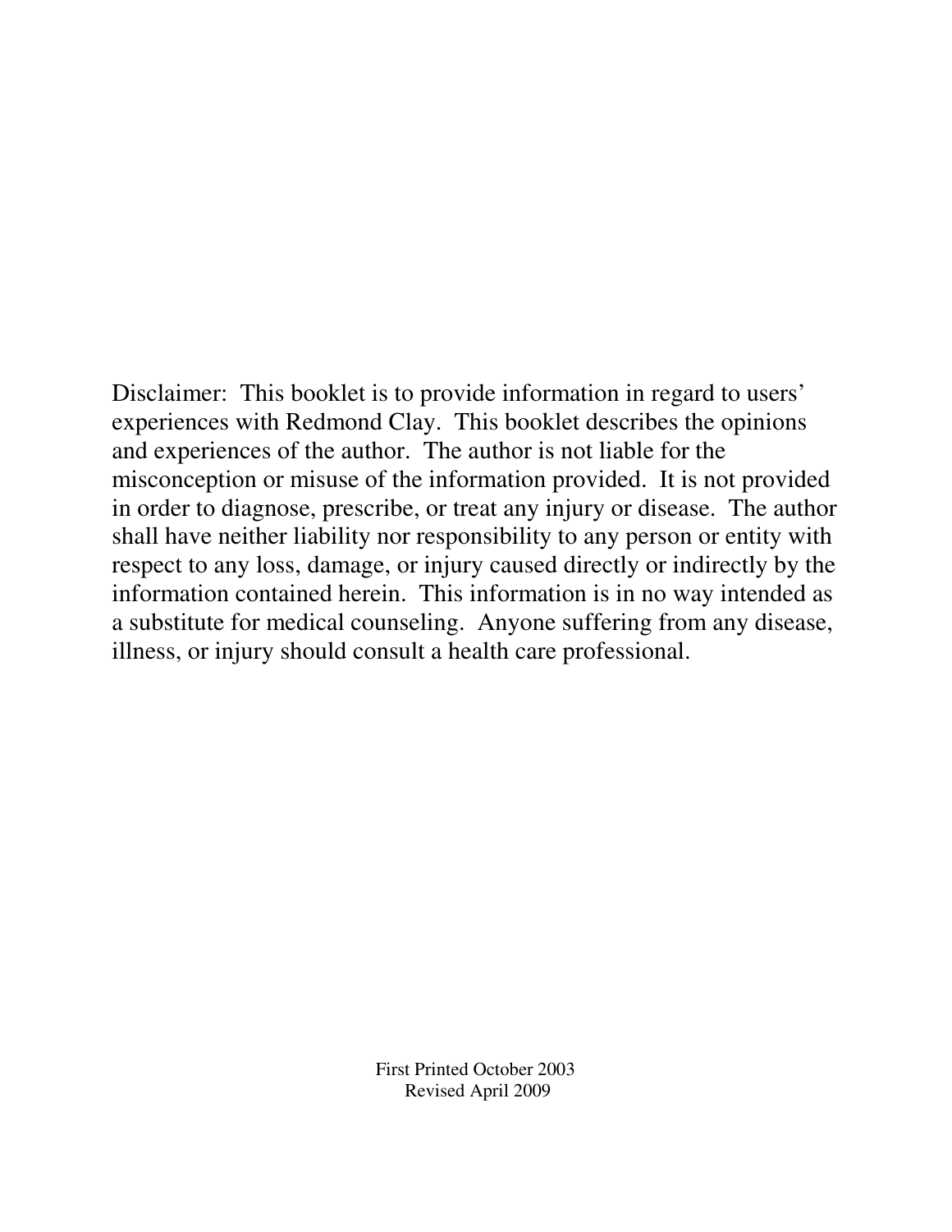Disclaimer: This booklet is to provide information in regard to users' experiences with Redmond Clay. This booklet describes the opinions and experiences of the author. The author is not liable for the misconception or misuse of the information provided. It is not provided in order to diagnose, prescribe, or treat any injury or disease. The author shall have neither liability nor responsibility to any person or entity with respect to any loss, damage, or injury caused directly or indirectly by the information contained herein. This information is in no way intended as a substitute for medical counseling. Anyone suffering from any disease, illness, or injury should consult a health care professional.

First Printed October 2003
Revised April 2009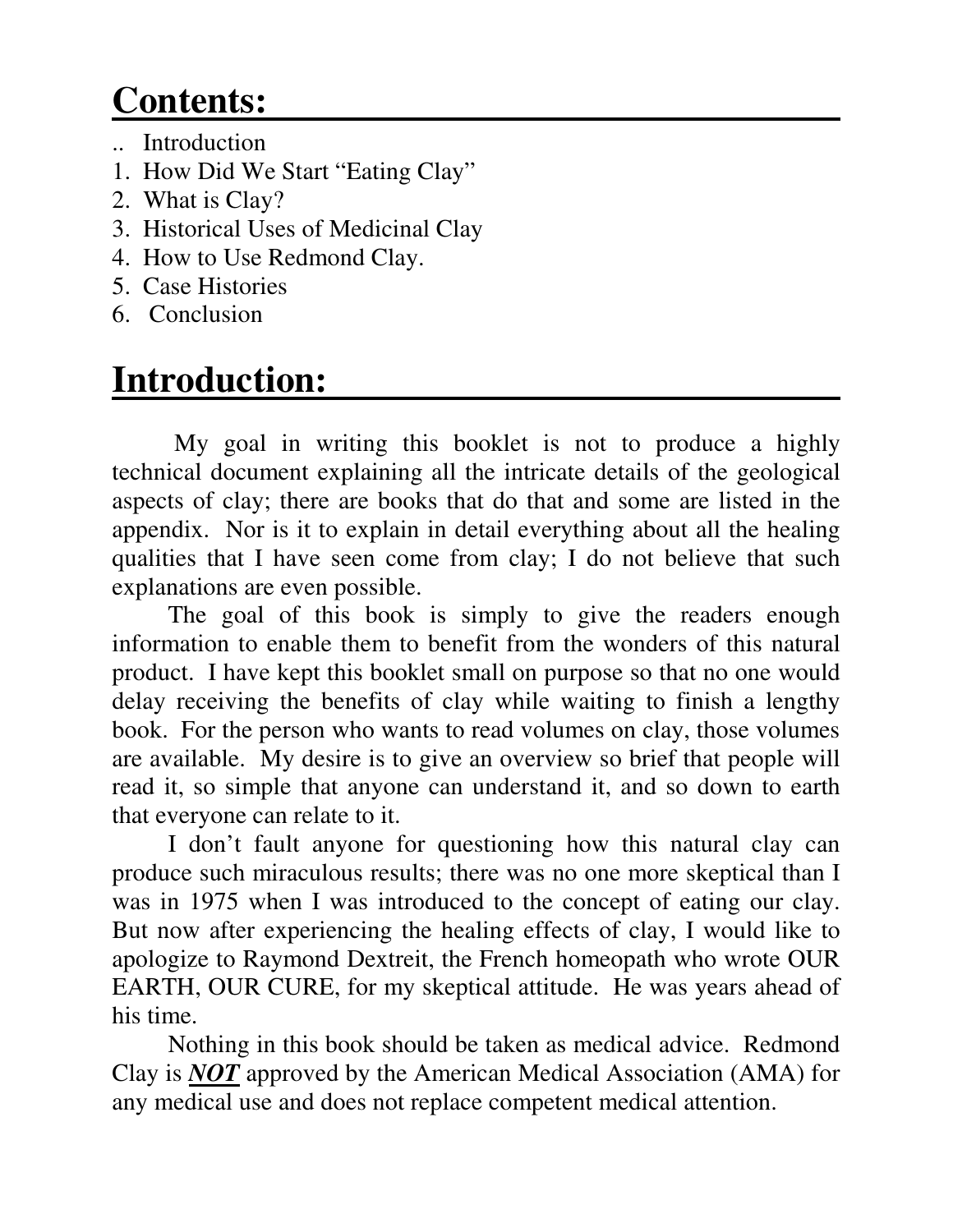# Contents:

.. Introduction
1. How Did We Start "Eating Clay"
2. What is Clay?
3. Historical Uses of Medicinal Clay
4. How to Use Redmond Clay.
5. Case Histories
6. Conclusion

# Introduction:

My goal in writing this booklet is not to produce a highly technical document explaining all the intricate details of the geological aspects of clay; there are books that do that and some are listed in the appendix. Nor is it to explain in detail everything about all the healing qualities that I have seen come from clay; I do not believe that such explanations are even possible.

The goal of this book is simply to give the readers enough information to enable them to benefit from the wonders of this natural product. I have kept this booklet small on purpose so that no one would delay receiving the benefits of clay while waiting to finish a lengthy book. For the person who wants to read volumes on clay, those volumes are available. My desire is to give an overview so brief that people will read it, so simple that anyone can understand it, and so down to earth that everyone can relate to it.

I don't fault anyone for questioning how this natural clay can produce such miraculous results; there was no one more skeptical than I was in 1975 when I was introduced to the concept of eating our clay. But now after experiencing the healing effects of clay, I would like to apologize to Raymond Dextreit, the French homeopath who wrote OUR EARTH, OUR CURE, for my skeptical attitude. He was years ahead of his time.

Nothing in this book should be taken as medical advice. Redmond Clay is ***NOT*** approved by the American Medical Association (AMA) for any medical use and does not replace competent medical attention.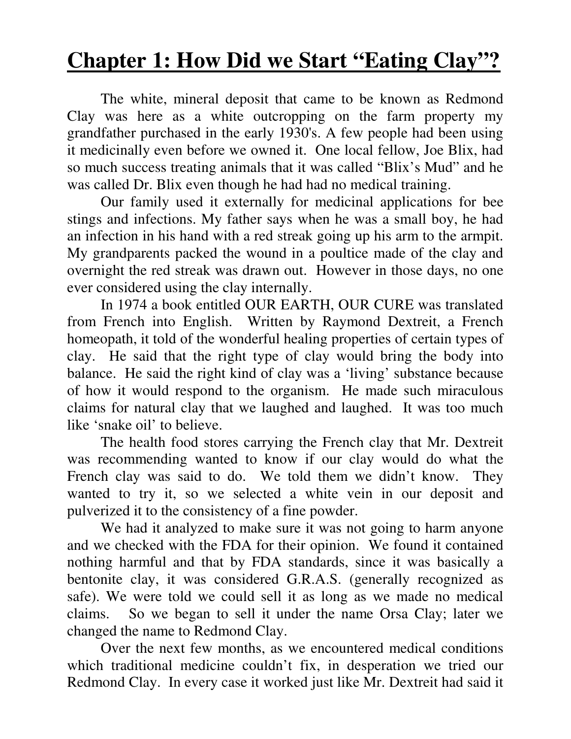# Chapter 1: How Did we Start "Eating Clay"?

The white, mineral deposit that came to be known as Redmond Clay was here as a white outcropping on the farm property my grandfather purchased in the early 1930's. A few people had been using it medicinally even before we owned it. One local fellow, Joe Blix, had so much success treating animals that it was called "Blix's Mud" and he was called Dr. Blix even though he had had no medical training.

Our family used it externally for medicinal applications for bee stings and infections. My father says when he was a small boy, he had an infection in his hand with a red streak going up his arm to the armpit. My grandparents packed the wound in a poultice made of the clay and overnight the red streak was drawn out. However in those days, no one ever considered using the clay internally.

In 1974 a book entitled OUR EARTH, OUR CURE was translated from French into English. Written by Raymond Dextreit, a French homeopath, it told of the wonderful healing properties of certain types of clay. He said that the right type of clay would bring the body into balance. He said the right kind of clay was a 'living' substance because of how it would respond to the organism. He made such miraculous claims for natural clay that we laughed and laughed. It was too much like 'snake oil' to believe.

The health food stores carrying the French clay that Mr. Dextreit was recommending wanted to know if our clay would do what the French clay was said to do. We told them we didn't know. They wanted to try it, so we selected a white vein in our deposit and pulverized it to the consistency of a fine powder.

We had it analyzed to make sure it was not going to harm anyone and we checked with the FDA for their opinion. We found it contained nothing harmful and that by FDA standards, since it was basically a bentonite clay, it was considered G.R.A.S. (generally recognized as safe). We were told we could sell it as long as we made no medical claims. So we began to sell it under the name Orsa Clay; later we changed the name to Redmond Clay.

Over the next few months, as we encountered medical conditions which traditional medicine couldn't fix, in desperation we tried our Redmond Clay. In every case it worked just like Mr. Dextreit had said it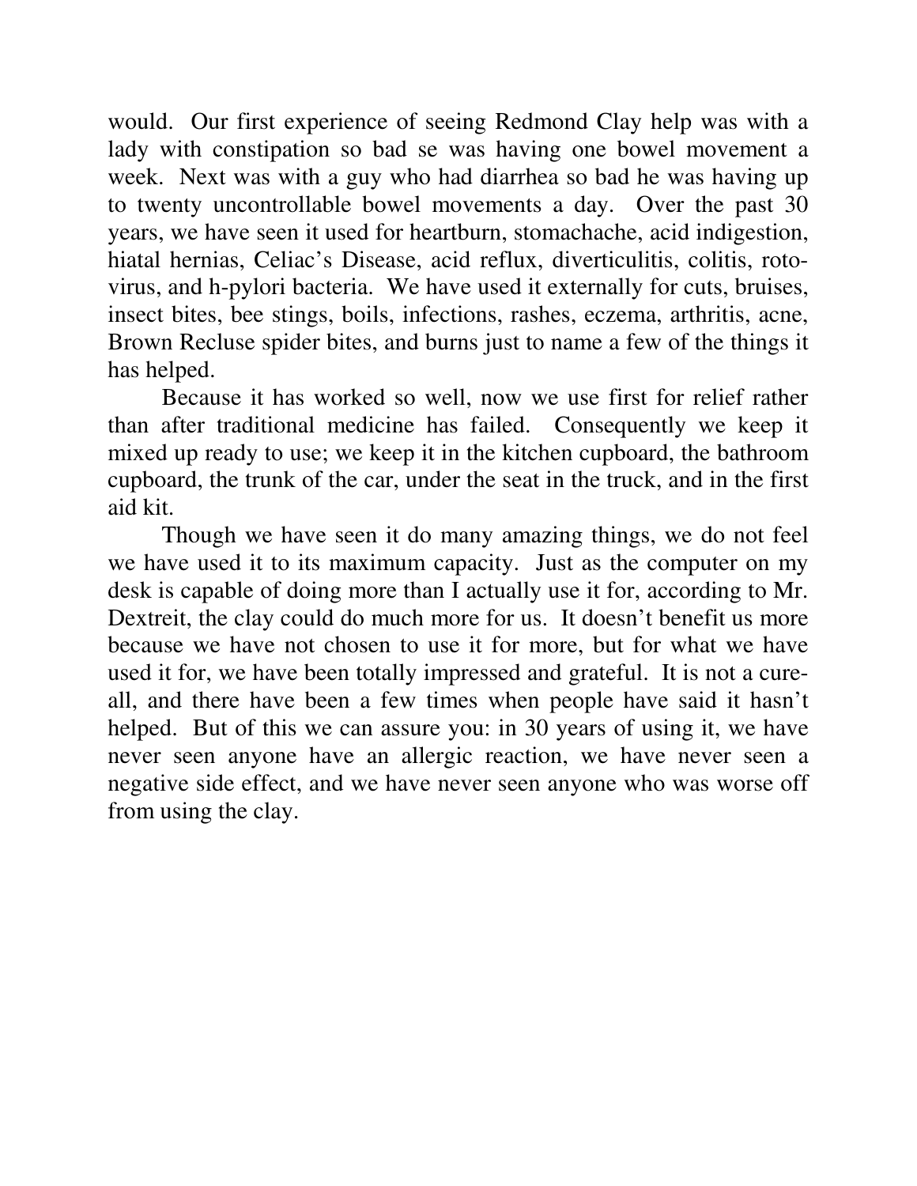would. Our first experience of seeing Redmond Clay help was with a lady with constipation so bad se was having one bowel movement a week. Next was with a guy who had diarrhea so bad he was having up to twenty uncontrollable bowel movements a day. Over the past 30 years, we have seen it used for heartburn, stomachache, acid indigestion, hiatal hernias, Celiac's Disease, acid reflux, diverticulitis, colitis, roto-virus, and h-pylori bacteria. We have used it externally for cuts, bruises, insect bites, bee stings, boils, infections, rashes, eczema, arthritis, acne, Brown Recluse spider bites, and burns just to name a few of the things it has helped.

Because it has worked so well, now we use first for relief rather than after traditional medicine has failed. Consequently we keep it mixed up ready to use; we keep it in the kitchen cupboard, the bathroom cupboard, the trunk of the car, under the seat in the truck, and in the first aid kit.

Though we have seen it do many amazing things, we do not feel we have used it to its maximum capacity. Just as the computer on my desk is capable of doing more than I actually use it for, according to Mr. Dextreit, the clay could do much more for us. It doesn't benefit us more because we have not chosen to use it for more, but for what we have used it for, we have been totally impressed and grateful. It is not a cure-all, and there have been a few times when people have said it hasn't helped. But of this we can assure you: in 30 years of using it, we have never seen anyone have an allergic reaction, we have never seen a negative side effect, and we have never seen anyone who was worse off from using the clay.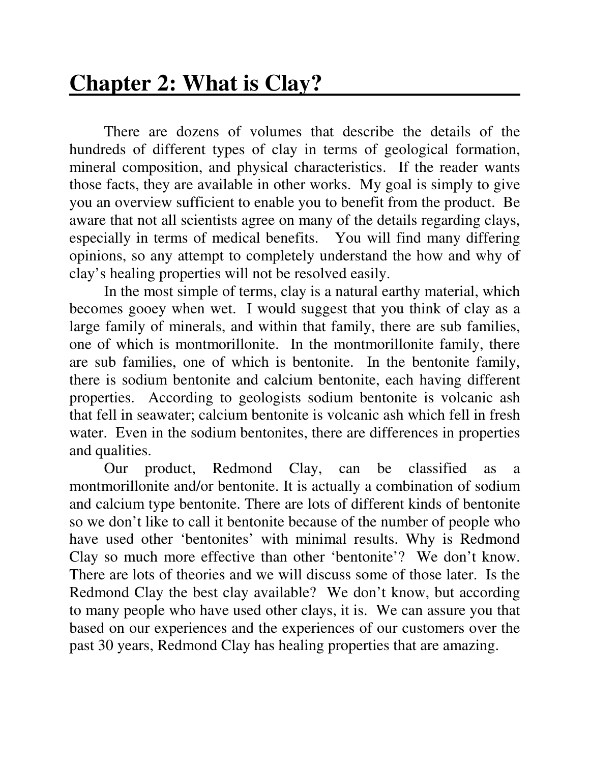# Chapter 2: What is Clay?

There are dozens of volumes that describe the details of the hundreds of different types of clay in terms of geological formation, mineral composition, and physical characteristics. If the reader wants those facts, they are available in other works. My goal is simply to give you an overview sufficient to enable you to benefit from the product. Be aware that not all scientists agree on many of the details regarding clays, especially in terms of medical benefits. You will find many differing opinions, so any attempt to completely understand the how and why of clay's healing properties will not be resolved easily.

In the most simple of terms, clay is a natural earthy material, which becomes gooey when wet. I would suggest that you think of clay as a large family of minerals, and within that family, there are sub families, one of which is montmorillonite. In the montmorillonite family, there are sub families, one of which is bentonite. In the bentonite family, there is sodium bentonite and calcium bentonite, each having different properties. According to geologists sodium bentonite is volcanic ash that fell in seawater; calcium bentonite is volcanic ash which fell in fresh water. Even in the sodium bentonites, there are differences in properties and qualities.

Our product, Redmond Clay, can be classified as a montmorillonite and/or bentonite. It is actually a combination of sodium and calcium type bentonite. There are lots of different kinds of bentonite so we don't like to call it bentonite because of the number of people who have used other 'bentonites' with minimal results. Why is Redmond Clay so much more effective than other 'bentonite'? We don't know. There are lots of theories and we will discuss some of those later. Is the Redmond Clay the best clay available? We don't know, but according to many people who have used other clays, it is. We can assure you that based on our experiences and the experiences of our customers over the past 30 years, Redmond Clay has healing properties that are amazing.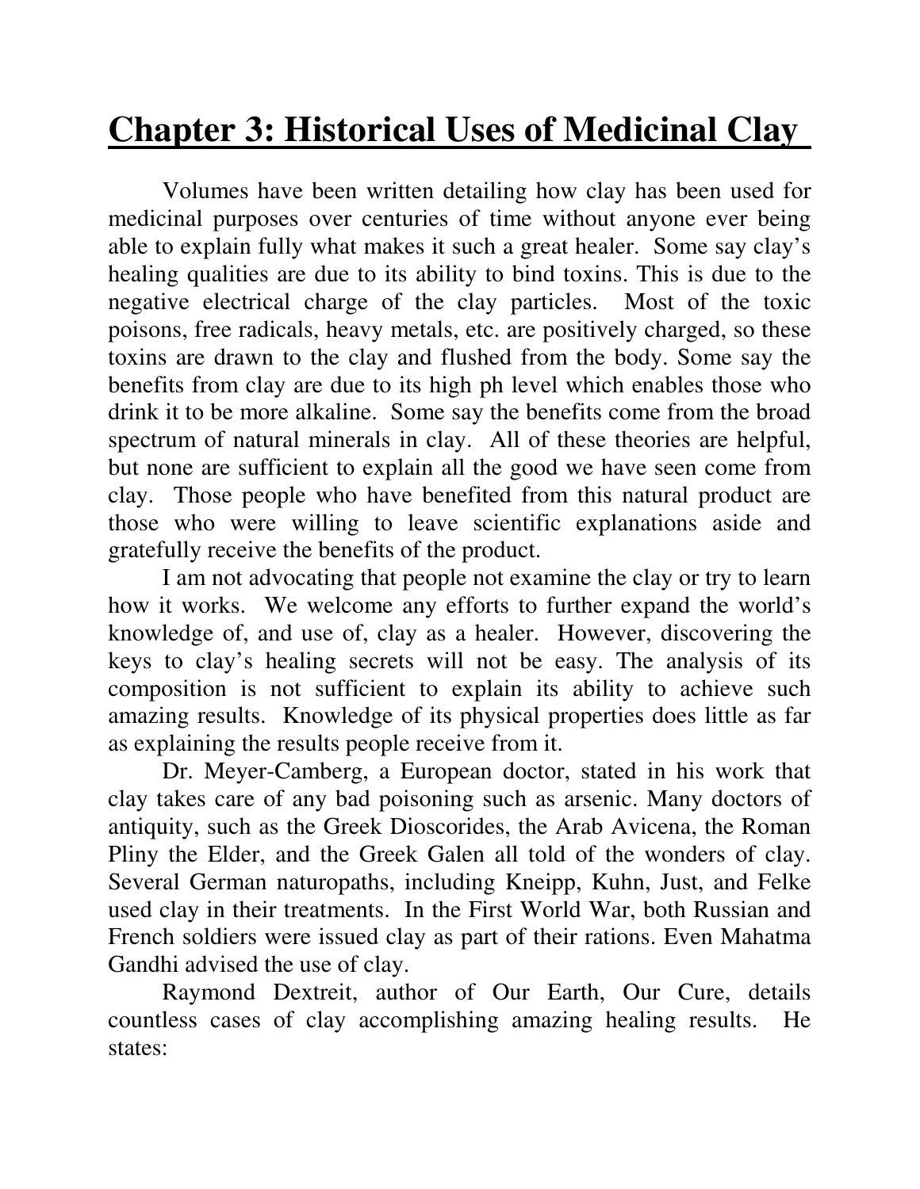# Chapter 3: Historical Uses of Medicinal Clay

Volumes have been written detailing how clay has been used for medicinal purposes over centuries of time without anyone ever being able to explain fully what makes it such a great healer. Some say clay's healing qualities are due to its ability to bind toxins. This is due to the negative electrical charge of the clay particles. Most of the toxic poisons, free radicals, heavy metals, etc. are positively charged, so these toxins are drawn to the clay and flushed from the body. Some say the benefits from clay are due to its high ph level which enables those who drink it to be more alkaline. Some say the benefits come from the broad spectrum of natural minerals in clay. All of these theories are helpful, but none are sufficient to explain all the good we have seen come from clay. Those people who have benefited from this natural product are those who were willing to leave scientific explanations aside and gratefully receive the benefits of the product.

I am not advocating that people not examine the clay or try to learn how it works. We welcome any efforts to further expand the world's knowledge of, and use of, clay as a healer. However, discovering the keys to clay's healing secrets will not be easy. The analysis of its composition is not sufficient to explain its ability to achieve such amazing results. Knowledge of its physical properties does little as far as explaining the results people receive from it.

Dr. Meyer-Camberg, a European doctor, stated in his work that clay takes care of any bad poisoning such as arsenic. Many doctors of antiquity, such as the Greek Dioscorides, the Arab Avicena, the Roman Pliny the Elder, and the Greek Galen all told of the wonders of clay. Several German naturopaths, including Kneipp, Kuhn, Just, and Felke used clay in their treatments. In the First World War, both Russian and French soldiers were issued clay as part of their rations. Even Mahatma Gandhi advised the use of clay.

Raymond Dextreit, author of Our Earth, Our Cure, details countless cases of clay accomplishing amazing healing results. He states: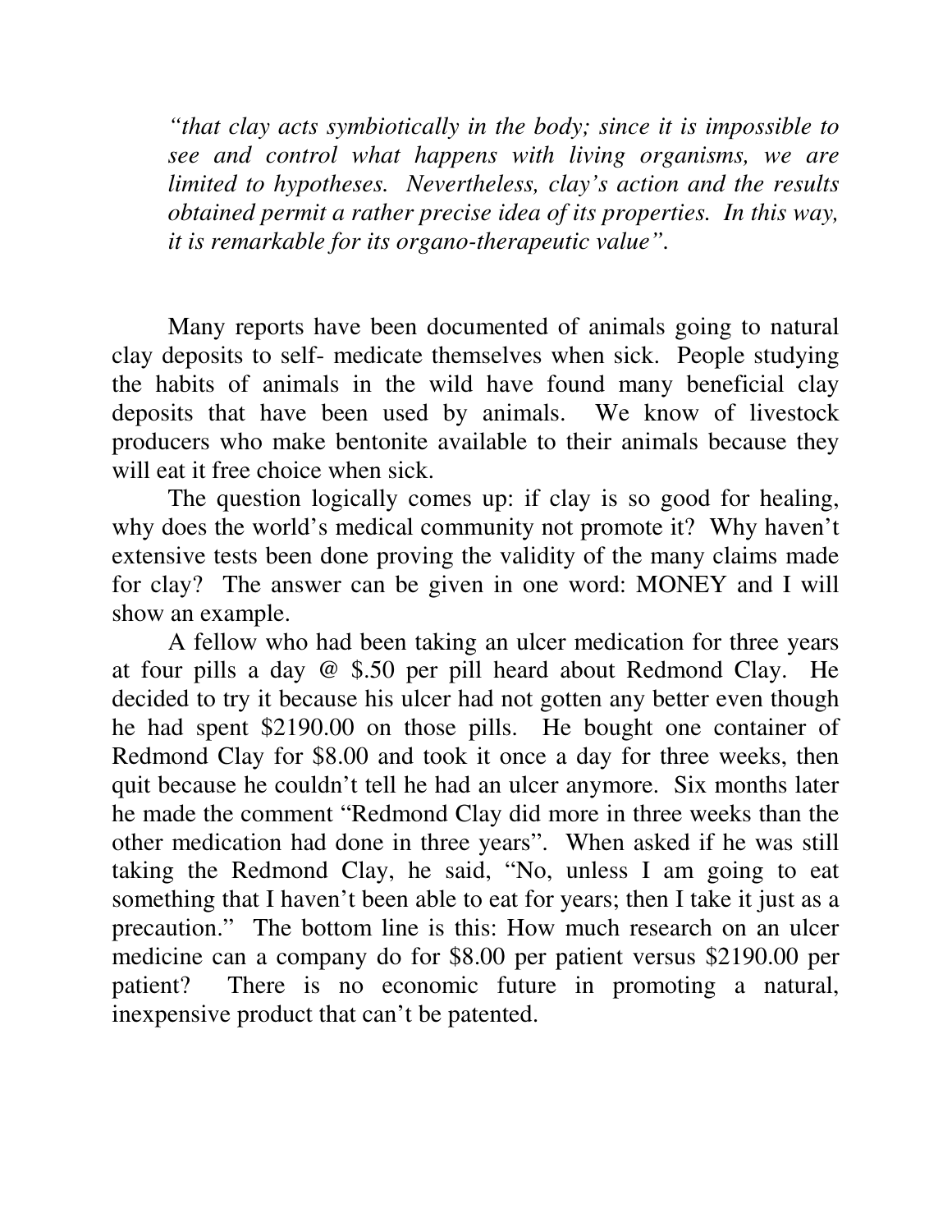*"that clay acts symbiotically in the body; since it is impossible to see and control what happens with living organisms, we are limited to hypotheses. Nevertheless, clay's action and the results obtained permit a rather precise idea of its properties. In this way, it is remarkable for its organo-therapeutic value".*

Many reports have been documented of animals going to natural clay deposits to self- medicate themselves when sick. People studying the habits of animals in the wild have found many beneficial clay deposits that have been used by animals. We know of livestock producers who make bentonite available to their animals because they will eat it free choice when sick.

The question logically comes up: if clay is so good for healing, why does the world's medical community not promote it? Why haven't extensive tests been done proving the validity of the many claims made for clay? The answer can be given in one word: MONEY and I will show an example.

A fellow who had been taking an ulcer medication for three years at four pills a day @ $.50 per pill heard about Redmond Clay. He decided to try it because his ulcer had not gotten any better even though he had spent $2190.00 on those pills. He bought one container of Redmond Clay for $8.00 and took it once a day for three weeks, then quit because he couldn't tell he had an ulcer anymore. Six months later he made the comment "Redmond Clay did more in three weeks than the other medication had done in three years". When asked if he was still taking the Redmond Clay, he said, "No, unless I am going to eat something that I haven't been able to eat for years; then I take it just as a precaution." The bottom line is this: How much research on an ulcer medicine can a company do for $8.00 per patient versus $2190.00 per patient? There is no economic future in promoting a natural, inexpensive product that can't be patented.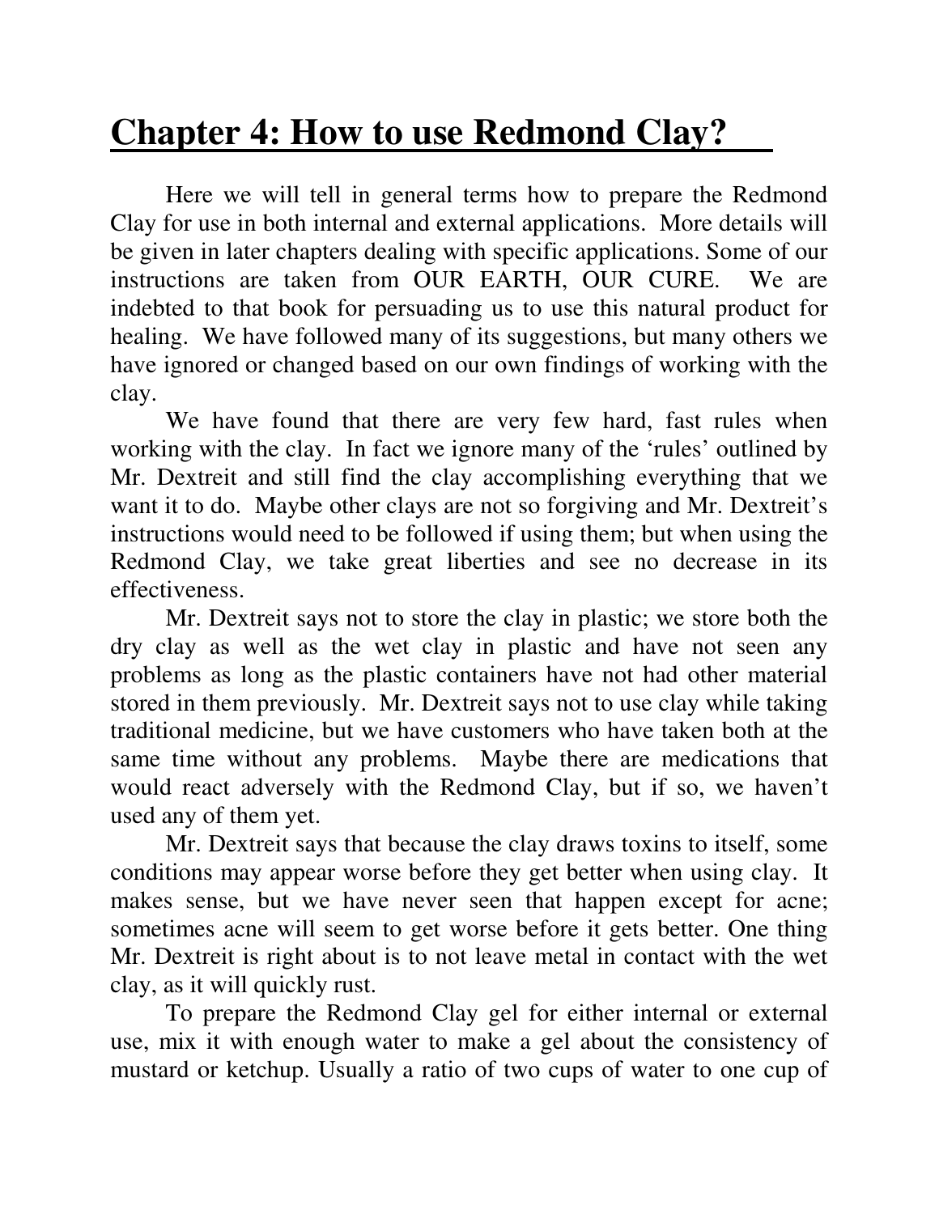# Chapter 4: How to use Redmond Clay?

Here we will tell in general terms how to prepare the Redmond Clay for use in both internal and external applications. More details will be given in later chapters dealing with specific applications. Some of our instructions are taken from OUR EARTH, OUR CURE. We are indebted to that book for persuading us to use this natural product for healing. We have followed many of its suggestions, but many others we have ignored or changed based on our own findings of working with the clay.

We have found that there are very few hard, fast rules when working with the clay. In fact we ignore many of the 'rules' outlined by Mr. Dextreit and still find the clay accomplishing everything that we want it to do. Maybe other clays are not so forgiving and Mr. Dextreit's instructions would need to be followed if using them; but when using the Redmond Clay, we take great liberties and see no decrease in its effectiveness.

Mr. Dextreit says not to store the clay in plastic; we store both the dry clay as well as the wet clay in plastic and have not seen any problems as long as the plastic containers have not had other material stored in them previously. Mr. Dextreit says not to use clay while taking traditional medicine, but we have customers who have taken both at the same time without any problems. Maybe there are medications that would react adversely with the Redmond Clay, but if so, we haven't used any of them yet.

Mr. Dextreit says that because the clay draws toxins to itself, some conditions may appear worse before they get better when using clay. It makes sense, but we have never seen that happen except for acne; sometimes acne will seem to get worse before it gets better. One thing Mr. Dextreit is right about is to not leave metal in contact with the wet clay, as it will quickly rust.

To prepare the Redmond Clay gel for either internal or external use, mix it with enough water to make a gel about the consistency of mustard or ketchup. Usually a ratio of two cups of water to one cup of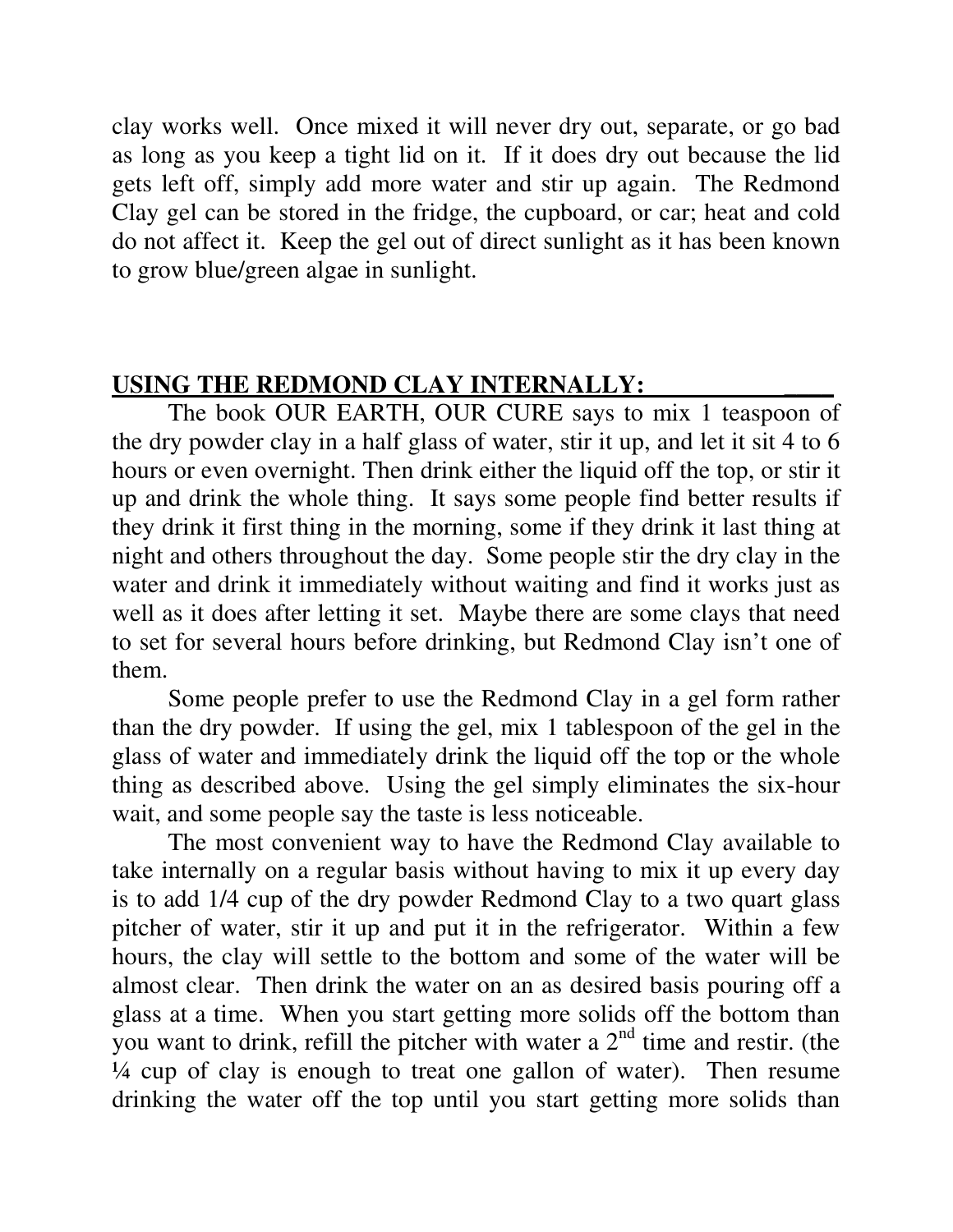clay works well. Once mixed it will never dry out, separate, or go bad as long as you keep a tight lid on it. If it does dry out because the lid gets left off, simply add more water and stir up again. The Redmond Clay gel can be stored in the fridge, the cupboard, or car; heat and cold do not affect it. Keep the gel out of direct sunlight as it has been known to grow blue/green algae in sunlight.

## USING THE REDMOND CLAY INTERNALLY:

The book OUR EARTH, OUR CURE says to mix 1 teaspoon of the dry powder clay in a half glass of water, stir it up, and let it sit 4 to 6 hours or even overnight. Then drink either the liquid off the top, or stir it up and drink the whole thing. It says some people find better results if they drink it first thing in the morning, some if they drink it last thing at night and others throughout the day. Some people stir the dry clay in the water and drink it immediately without waiting and find it works just as well as it does after letting it set. Maybe there are some clays that need to set for several hours before drinking, but Redmond Clay isn't one of them.

Some people prefer to use the Redmond Clay in a gel form rather than the dry powder. If using the gel, mix 1 tablespoon of the gel in the glass of water and immediately drink the liquid off the top or the whole thing as described above. Using the gel simply eliminates the six-hour wait, and some people say the taste is less noticeable.

The most convenient way to have the Redmond Clay available to take internally on a regular basis without having to mix it up every day is to add 1/4 cup of the dry powder Redmond Clay to a two quart glass pitcher of water, stir it up and put it in the refrigerator. Within a few hours, the clay will settle to the bottom and some of the water will be almost clear. Then drink the water on an as desired basis pouring off a glass at a time. When you start getting more solids off the bottom than you want to drink, refill the pitcher with water a 2nd time and restir. (the ¼ cup of clay is enough to treat one gallon of water). Then resume drinking the water off the top until you start getting more solids than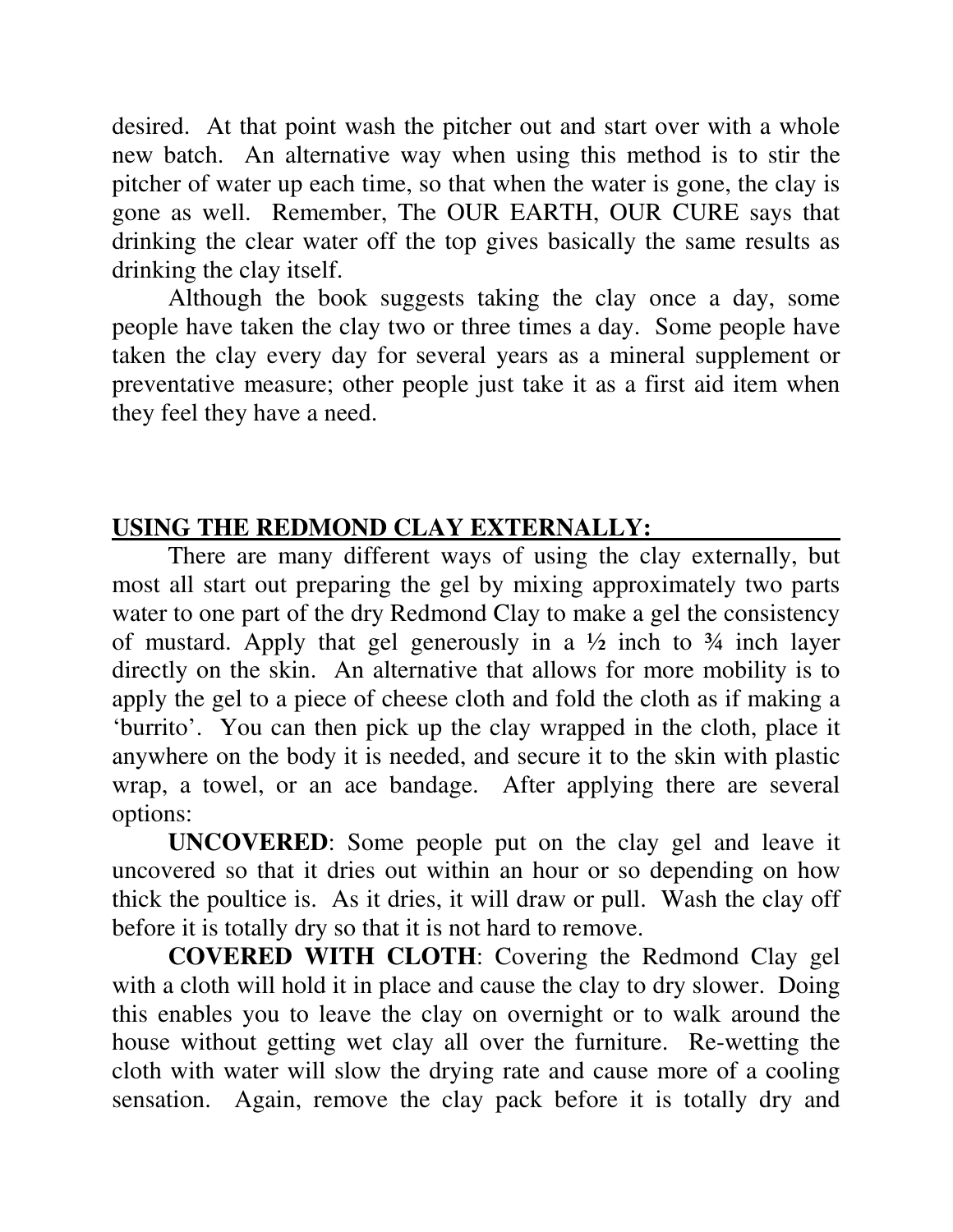desired. At that point wash the pitcher out and start over with a whole new batch. An alternative way when using this method is to stir the pitcher of water up each time, so that when the water is gone, the clay is gone as well. Remember, The OUR EARTH, OUR CURE says that drinking the clear water off the top gives basically the same results as drinking the clay itself.

Although the book suggests taking the clay once a day, some people have taken the clay two or three times a day. Some people have taken the clay every day for several years as a mineral supplement or preventative measure; other people just take it as a first aid item when they feel they have a need.

## USING THE REDMOND CLAY EXTERNALLY:

There are many different ways of using the clay externally, but most all start out preparing the gel by mixing approximately two parts water to one part of the dry Redmond Clay to make a gel the consistency of mustard. Apply that gel generously in a ½ inch to ¾ inch layer directly on the skin. An alternative that allows for more mobility is to apply the gel to a piece of cheese cloth and fold the cloth as if making a 'burrito'. You can then pick up the clay wrapped in the cloth, place it anywhere on the body it is needed, and secure it to the skin with plastic wrap, a towel, or an ace bandage. After applying there are several options:

**UNCOVERED**: Some people put on the clay gel and leave it uncovered so that it dries out within an hour or so depending on how thick the poultice is. As it dries, it will draw or pull. Wash the clay off before it is totally dry so that it is not hard to remove.

**COVERED WITH CLOTH**: Covering the Redmond Clay gel with a cloth will hold it in place and cause the clay to dry slower. Doing this enables you to leave the clay on overnight or to walk around the house without getting wet clay all over the furniture. Re-wetting the cloth with water will slow the drying rate and cause more of a cooling sensation. Again, remove the clay pack before it is totally dry and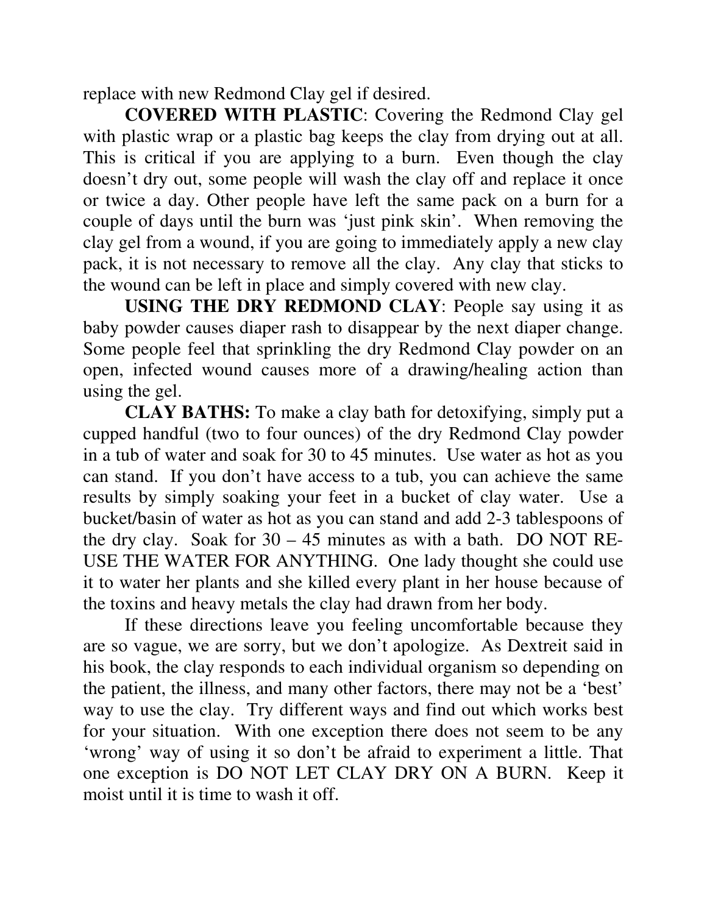replace with new Redmond Clay gel if desired.

**COVERED WITH PLASTIC**: Covering the Redmond Clay gel with plastic wrap or a plastic bag keeps the clay from drying out at all. This is critical if you are applying to a burn. Even though the clay doesn't dry out, some people will wash the clay off and replace it once or twice a day. Other people have left the same pack on a burn for a couple of days until the burn was 'just pink skin'. When removing the clay gel from a wound, if you are going to immediately apply a new clay pack, it is not necessary to remove all the clay. Any clay that sticks to the wound can be left in place and simply covered with new clay.

**USING THE DRY REDMOND CLAY**: People say using it as baby powder causes diaper rash to disappear by the next diaper change. Some people feel that sprinkling the dry Redmond Clay powder on an open, infected wound causes more of a drawing/healing action than using the gel.

**CLAY BATHS:** To make a clay bath for detoxifying, simply put a cupped handful (two to four ounces) of the dry Redmond Clay powder in a tub of water and soak for 30 to 45 minutes. Use water as hot as you can stand. If you don't have access to a tub, you can achieve the same results by simply soaking your feet in a bucket of clay water. Use a bucket/basin of water as hot as you can stand and add 2-3 tablespoons of the dry clay. Soak for 30 – 45 minutes as with a bath. DO NOT RE-USE THE WATER FOR ANYTHING. One lady thought she could use it to water her plants and she killed every plant in her house because of the toxins and heavy metals the clay had drawn from her body.

If these directions leave you feeling uncomfortable because they are so vague, we are sorry, but we don't apologize. As Dextreit said in his book, the clay responds to each individual organism so depending on the patient, the illness, and many other factors, there may not be a 'best' way to use the clay. Try different ways and find out which works best for your situation. With one exception there does not seem to be any 'wrong' way of using it so don't be afraid to experiment a little. That one exception is DO NOT LET CLAY DRY ON A BURN. Keep it moist until it is time to wash it off.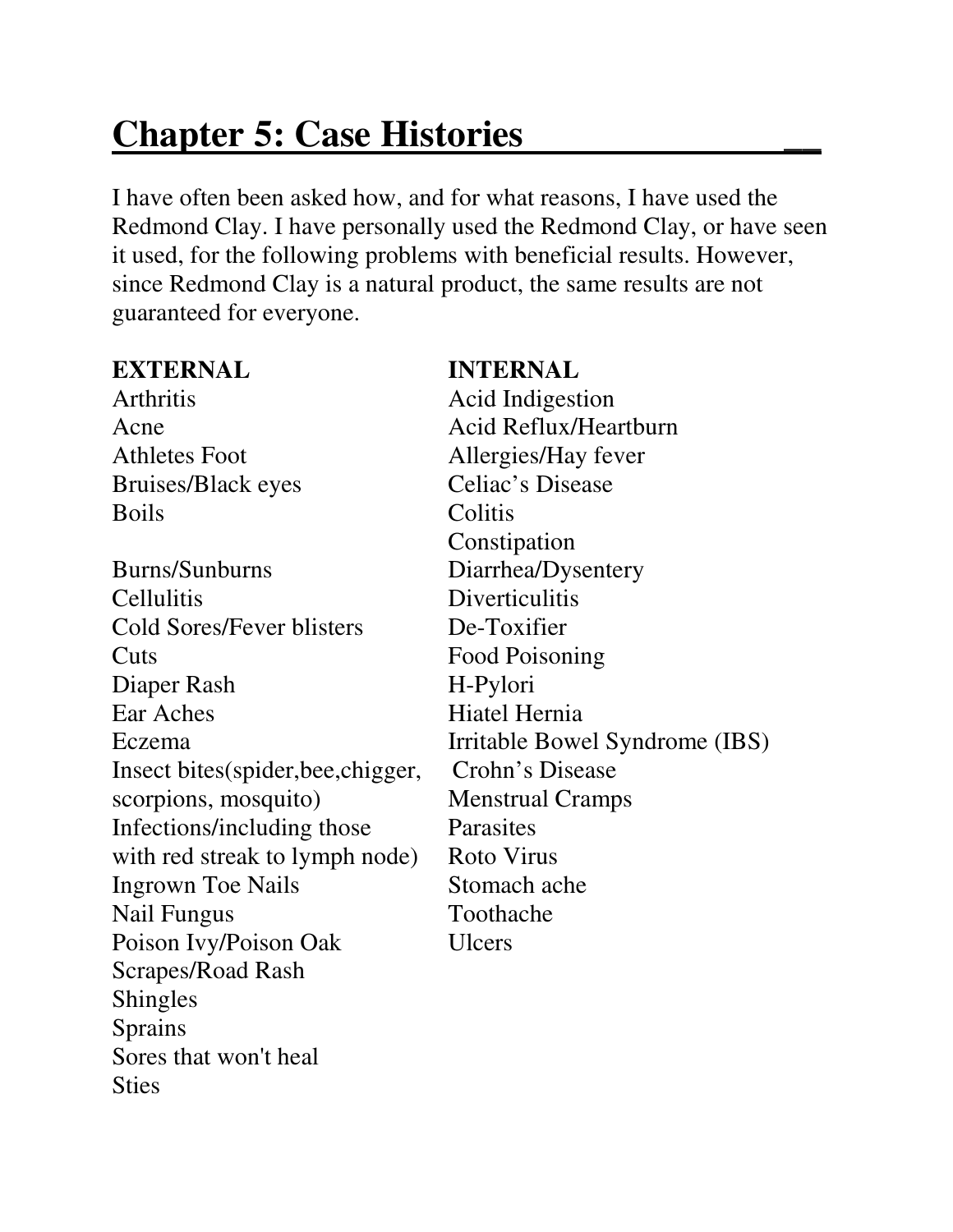# Chapter 5: Case Histories

I have often been asked how, and for what reasons, I have used the Redmond Clay. I have personally used the Redmond Clay, or have seen it used, for the following problems with beneficial results. However, since Redmond Clay is a natural product, the same results are not guaranteed for everyone.

**EXTERNAL**

Arthritis
Acne
Athletes Foot
Bruises/Black eyes
Boils

Burns/Sunburns
Cellulitis
Cold Sores/Fever blisters
Cuts
Diaper Rash
Ear Aches
Eczema
Insect bites(spider,bee,chigger, scorpions, mosquito)
Infections/including those with red streak to lymph node)
Ingrown Toe Nails
Nail Fungus
Poison Ivy/Poison Oak
Scrapes/Road Rash
Shingles
Sprains
Sores that won't heal
Sties

**INTERNAL**

Acid Indigestion
Acid Reflux/Heartburn
Allergies/Hay fever
Celiac's Disease
Colitis
Constipation
Diarrhea/Dysentery
Diverticulitis
De-Toxifier
Food Poisoning
H-Pylori
Hiatel Hernia
Irritable Bowel Syndrome (IBS)
Crohn's Disease
Menstrual Cramps
Parasites
Roto Virus
Stomach ache
Toothache
Ulcers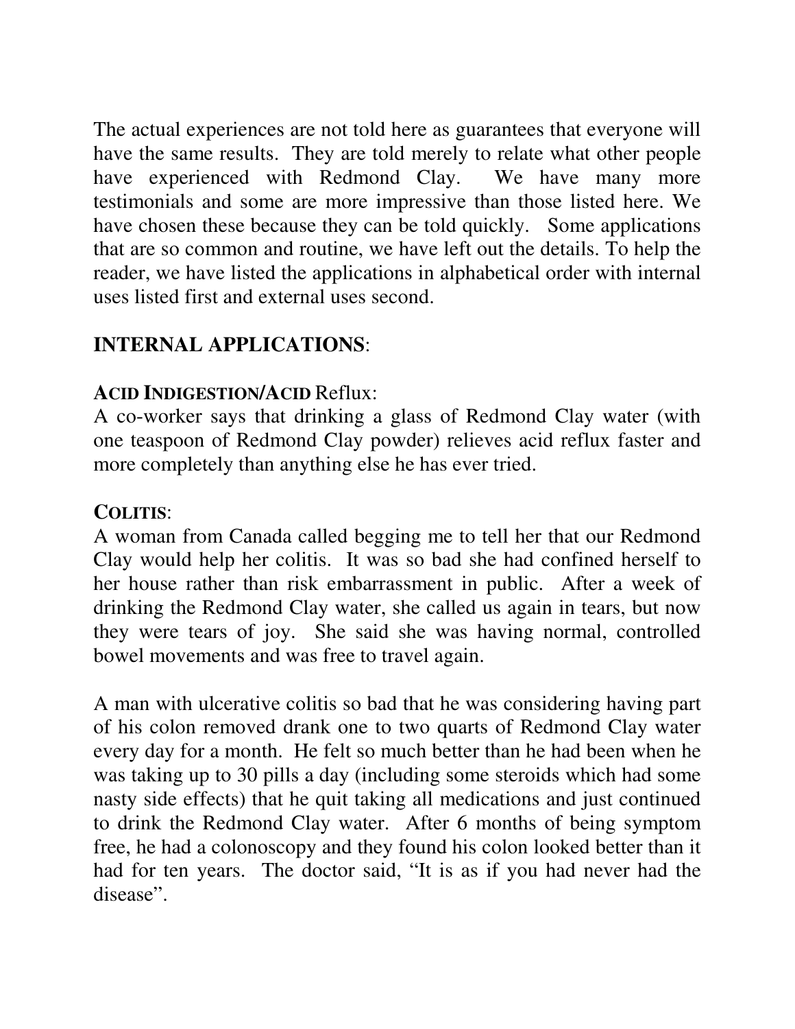The actual experiences are not told here as guarantees that everyone will have the same results. They are told merely to relate what other people have experienced with Redmond Clay. We have many more testimonials and some are more impressive than those listed here. We have chosen these because they can be told quickly. Some applications that are so common and routine, we have left out the details. To help the reader, we have listed the applications in alphabetical order with internal uses listed first and external uses second.

## INTERNAL APPLICATIONS:

**ACID INDIGESTION/ACID** Reflux:
A co-worker says that drinking a glass of Redmond Clay water (with one teaspoon of Redmond Clay powder) relieves acid reflux faster and more completely than anything else he has ever tried.

**COLITIS**:
A woman from Canada called begging me to tell her that our Redmond Clay would help her colitis. It was so bad she had confined herself to her house rather than risk embarrassment in public. After a week of drinking the Redmond Clay water, she called us again in tears, but now they were tears of joy. She said she was having normal, controlled bowel movements and was free to travel again.

A man with ulcerative colitis so bad that he was considering having part of his colon removed drank one to two quarts of Redmond Clay water every day for a month. He felt so much better than he had been when he was taking up to 30 pills a day (including some steroids which had some nasty side effects) that he quit taking all medications and just continued to drink the Redmond Clay water. After 6 months of being symptom free, he had a colonoscopy and they found his colon looked better than it had for ten years. The doctor said, "It is as if you had never had the disease".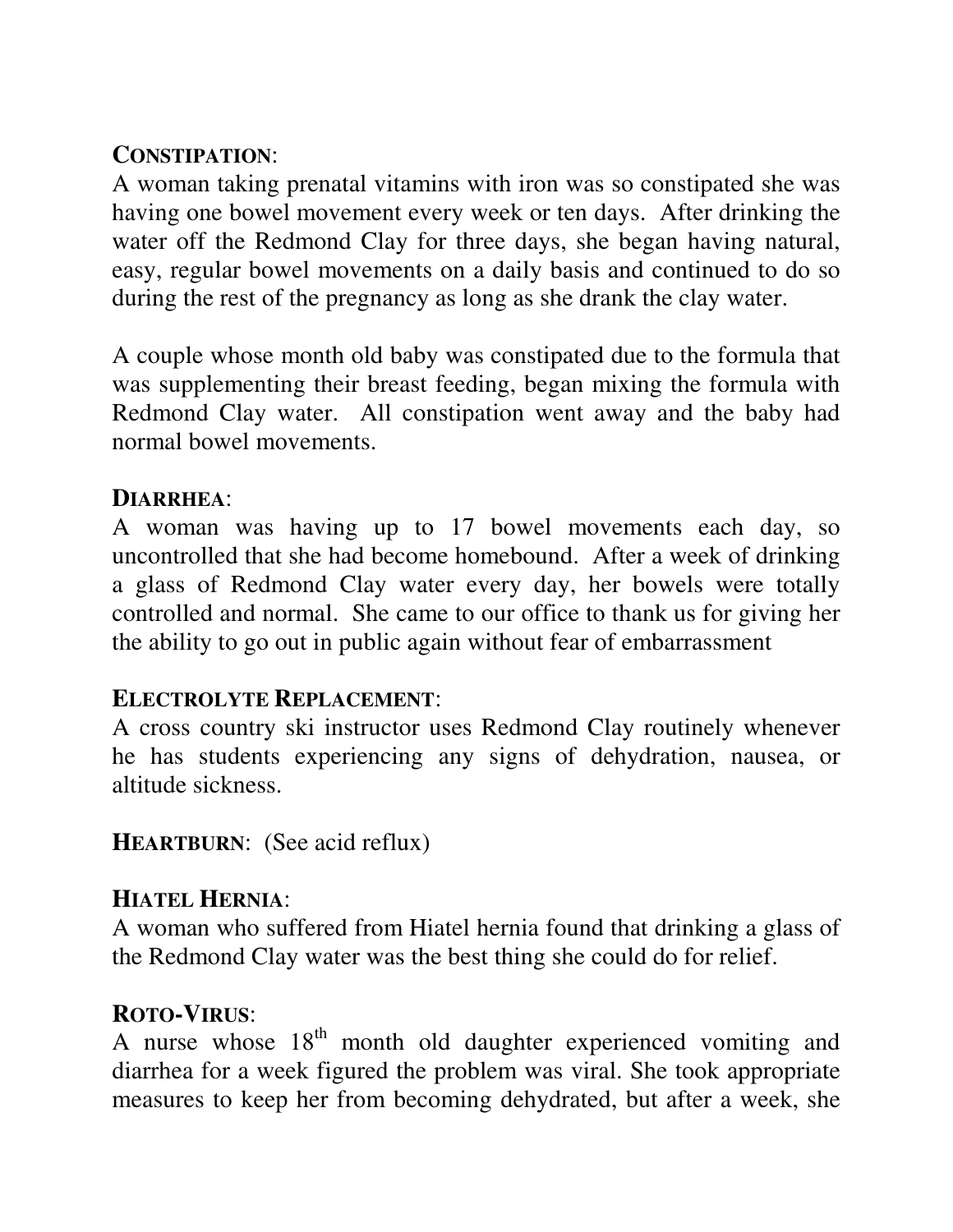**CONSTIPATION**:

A woman taking prenatal vitamins with iron was so constipated she was having one bowel movement every week or ten days. After drinking the water off the Redmond Clay for three days, she began having natural, easy, regular bowel movements on a daily basis and continued to do so during the rest of the pregnancy as long as she drank the clay water.

A couple whose month old baby was constipated due to the formula that was supplementing their breast feeding, began mixing the formula with Redmond Clay water. All constipation went away and the baby had normal bowel movements.

**DIARRHEA**:

A woman was having up to 17 bowel movements each day, so uncontrolled that she had become homebound. After a week of drinking a glass of Redmond Clay water every day, her bowels were totally controlled and normal. She came to our office to thank us for giving her the ability to go out in public again without fear of embarrassment

**ELECTROLYTE REPLACEMENT**:

A cross country ski instructor uses Redmond Clay routinely whenever he has students experiencing any signs of dehydration, nausea, or altitude sickness.

**HEARTBURN**: (See acid reflux)

**HIATEL HERNIA**:

A woman who suffered from Hiatel hernia found that drinking a glass of the Redmond Clay water was the best thing she could do for relief.

**ROTO-VIRUS**:

A nurse whose 18th month old daughter experienced vomiting and diarrhea for a week figured the problem was viral. She took appropriate measures to keep her from becoming dehydrated, but after a week, she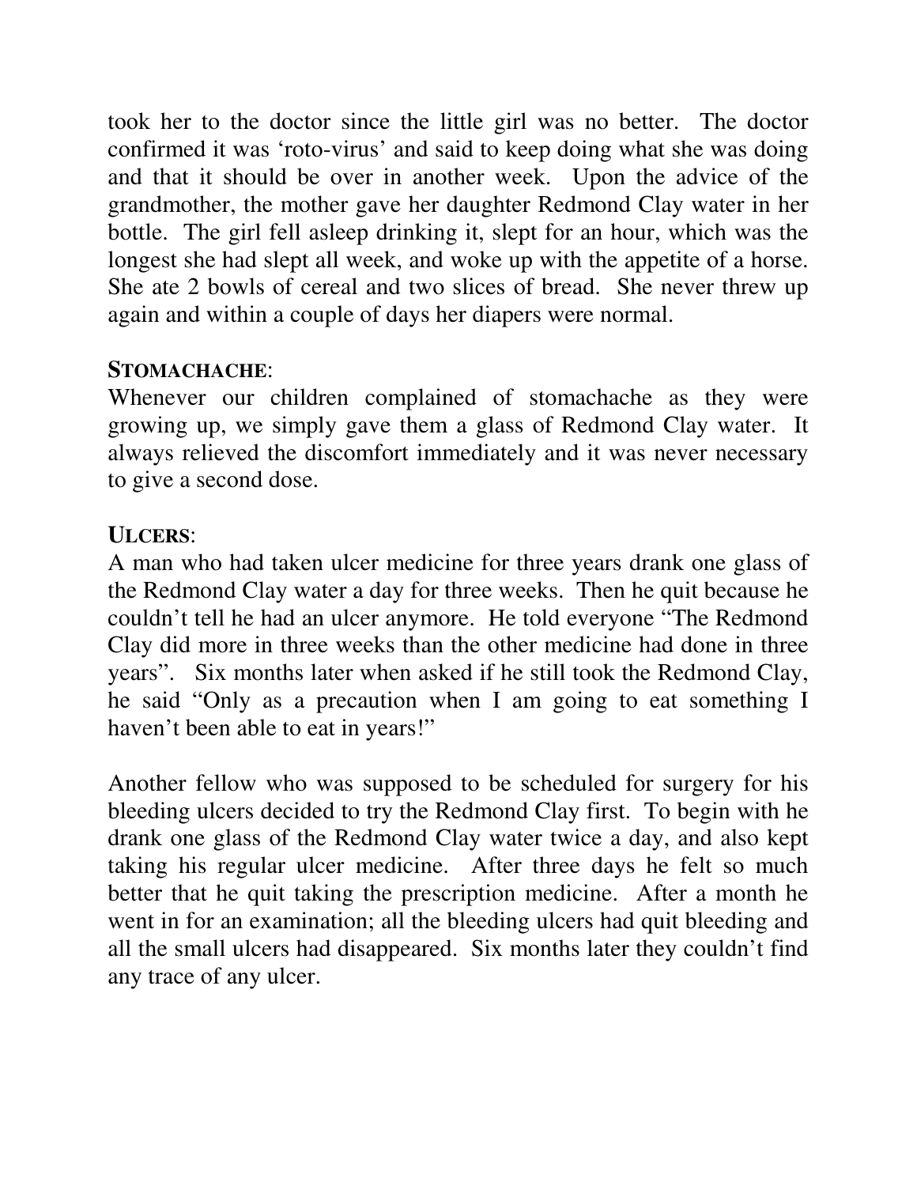took her to the doctor since the little girl was no better. The doctor confirmed it was 'roto-virus' and said to keep doing what she was doing and that it should be over in another week. Upon the advice of the grandmother, the mother gave her daughter Redmond Clay water in her bottle. The girl fell asleep drinking it, slept for an hour, which was the longest she had slept all week, and woke up with the appetite of a horse. She ate 2 bowls of cereal and two slices of bread. She never threw up again and within a couple of days her diapers were normal.

**STOMACHACHE**:
Whenever our children complained of stomachache as they were growing up, we simply gave them a glass of Redmond Clay water. It always relieved the discomfort immediately and it was never necessary to give a second dose.

**ULCERS**:
A man who had taken ulcer medicine for three years drank one glass of the Redmond Clay water a day for three weeks. Then he quit because he couldn't tell he had an ulcer anymore. He told everyone "The Redmond Clay did more in three weeks than the other medicine had done in three years". Six months later when asked if he still took the Redmond Clay, he said "Only as a precaution when I am going to eat something I haven't been able to eat in years!"

Another fellow who was supposed to be scheduled for surgery for his bleeding ulcers decided to try the Redmond Clay first. To begin with he drank one glass of the Redmond Clay water twice a day, and also kept taking his regular ulcer medicine. After three days he felt so much better that he quit taking the prescription medicine. After a month he went in for an examination; all the bleeding ulcers had quit bleeding and all the small ulcers had disappeared. Six months later they couldn't find any trace of any ulcer.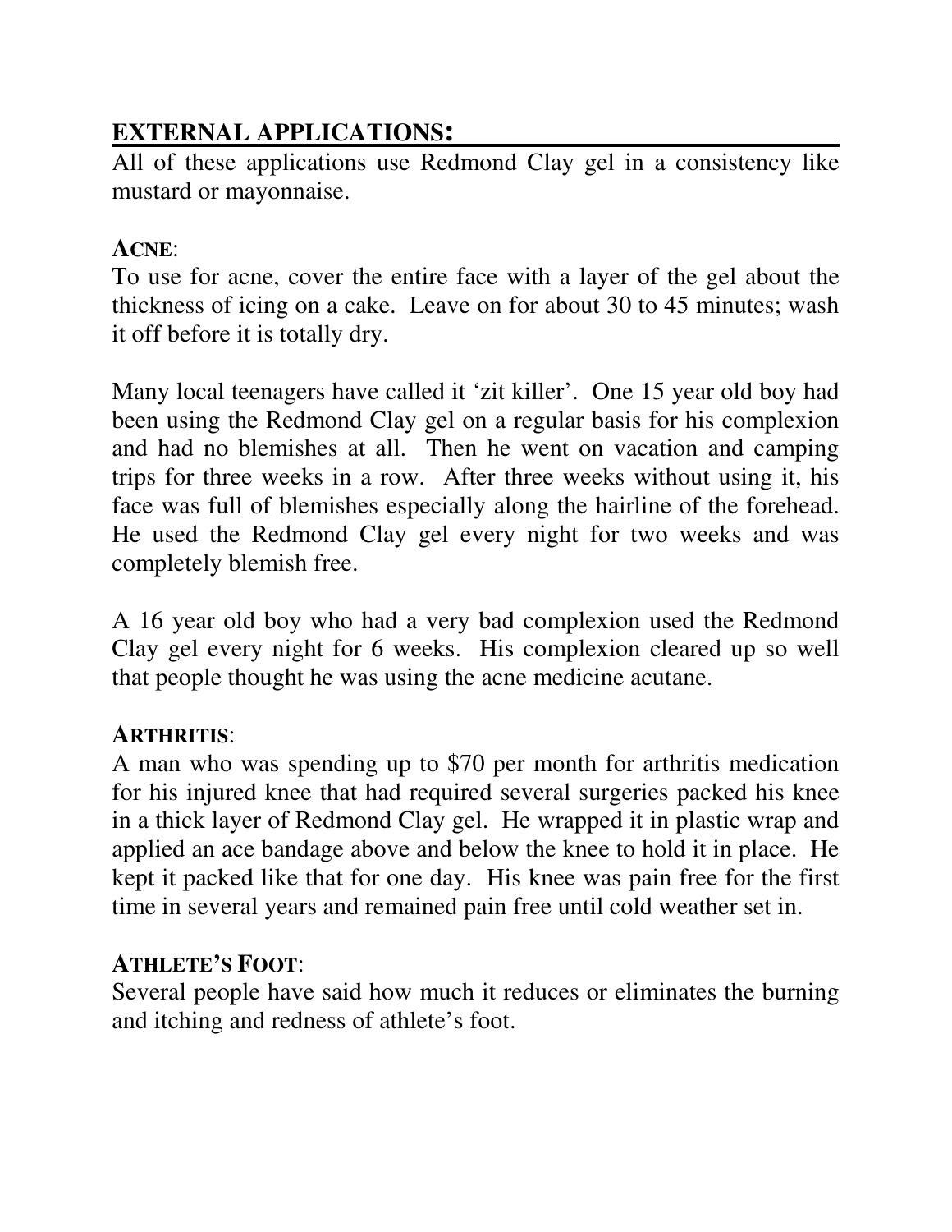## EXTERNAL APPLICATIONS:

All of these applications use Redmond Clay gel in a consistency like mustard or mayonnaise.

**ACNE**:

To use for acne, cover the entire face with a layer of the gel about the thickness of icing on a cake. Leave on for about 30 to 45 minutes; wash it off before it is totally dry.

Many local teenagers have called it 'zit killer'. One 15 year old boy had been using the Redmond Clay gel on a regular basis for his complexion and had no blemishes at all. Then he went on vacation and camping trips for three weeks in a row. After three weeks without using it, his face was full of blemishes especially along the hairline of the forehead. He used the Redmond Clay gel every night for two weeks and was completely blemish free.

A 16 year old boy who had a very bad complexion used the Redmond Clay gel every night for 6 weeks. His complexion cleared up so well that people thought he was using the acne medicine acutane.

**ARTHRITIS**:

A man who was spending up to $70 per month for arthritis medication for his injured knee that had required several surgeries packed his knee in a thick layer of Redmond Clay gel. He wrapped it in plastic wrap and applied an ace bandage above and below the knee to hold it in place. He kept it packed like that for one day. His knee was pain free for the first time in several years and remained pain free until cold weather set in.

**ATHLETE'S FOOT**:

Several people have said how much it reduces or eliminates the burning and itching and redness of athlete's foot.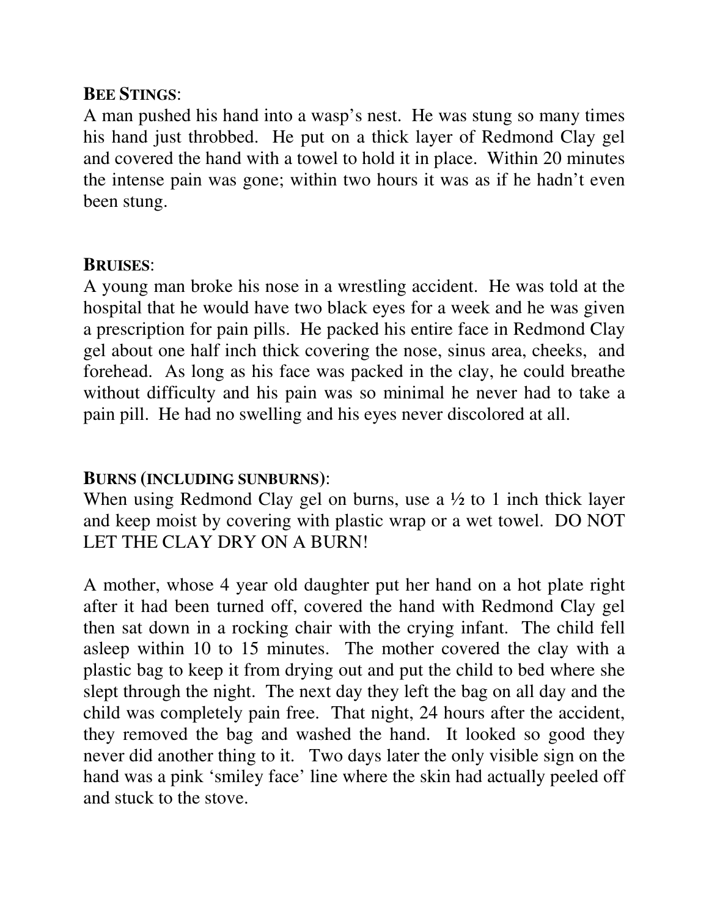**BEE STINGS**:
A man pushed his hand into a wasp's nest. He was stung so many times his hand just throbbed. He put on a thick layer of Redmond Clay gel and covered the hand with a towel to hold it in place. Within 20 minutes the intense pain was gone; within two hours it was as if he hadn't even been stung.

**BRUISES**:
A young man broke his nose in a wrestling accident. He was told at the hospital that he would have two black eyes for a week and he was given a prescription for pain pills. He packed his entire face in Redmond Clay gel about one half inch thick covering the nose, sinus area, cheeks, and forehead. As long as his face was packed in the clay, he could breathe without difficulty and his pain was so minimal he never had to take a pain pill. He had no swelling and his eyes never discolored at all.

**BURNS (INCLUDING SUNBURNS)**:
When using Redmond Clay gel on burns, use a ½ to 1 inch thick layer and keep moist by covering with plastic wrap or a wet towel. DO NOT LET THE CLAY DRY ON A BURN!

A mother, whose 4 year old daughter put her hand on a hot plate right after it had been turned off, covered the hand with Redmond Clay gel then sat down in a rocking chair with the crying infant. The child fell asleep within 10 to 15 minutes. The mother covered the clay with a plastic bag to keep it from drying out and put the child to bed where she slept through the night. The next day they left the bag on all day and the child was completely pain free. That night, 24 hours after the accident, they removed the bag and washed the hand. It looked so good they never did another thing to it. Two days later the only visible sign on the hand was a pink 'smiley face' line where the skin had actually peeled off and stuck to the stove.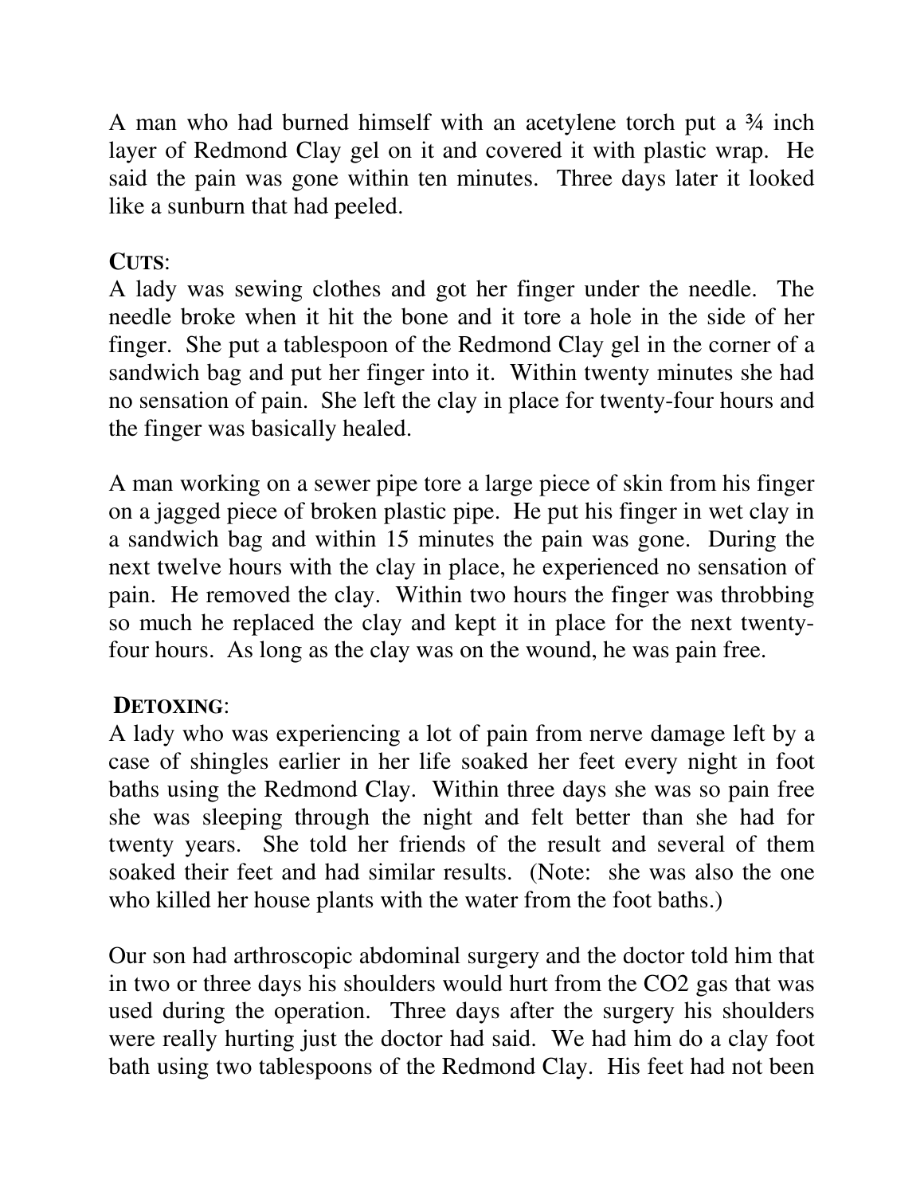A man who had burned himself with an acetylene torch put a ¾ inch layer of Redmond Clay gel on it and covered it with plastic wrap. He said the pain was gone within ten minutes. Three days later it looked like a sunburn that had peeled.

**CUTS**:

A lady was sewing clothes and got her finger under the needle. The needle broke when it hit the bone and it tore a hole in the side of her finger. She put a tablespoon of the Redmond Clay gel in the corner of a sandwich bag and put her finger into it. Within twenty minutes she had no sensation of pain. She left the clay in place for twenty-four hours and the finger was basically healed.

A man working on a sewer pipe tore a large piece of skin from his finger on a jagged piece of broken plastic pipe. He put his finger in wet clay in a sandwich bag and within 15 minutes the pain was gone. During the next twelve hours with the clay in place, he experienced no sensation of pain. He removed the clay. Within two hours the finger was throbbing so much he replaced the clay and kept it in place for the next twenty-four hours. As long as the clay was on the wound, he was pain free.

**DETOXING**:

A lady who was experiencing a lot of pain from nerve damage left by a case of shingles earlier in her life soaked her feet every night in foot baths using the Redmond Clay. Within three days she was so pain free she was sleeping through the night and felt better than she had for twenty years. She told her friends of the result and several of them soaked their feet and had similar results. (Note: she was also the one who killed her house plants with the water from the foot baths.)

Our son had arthroscopic abdominal surgery and the doctor told him that in two or three days his shoulders would hurt from the $CO_2$ gas that was used during the operation. Three days after the surgery his shoulders were really hurting just the doctor had said. We had him do a clay foot bath using two tablespoons of the Redmond Clay. His feet had not been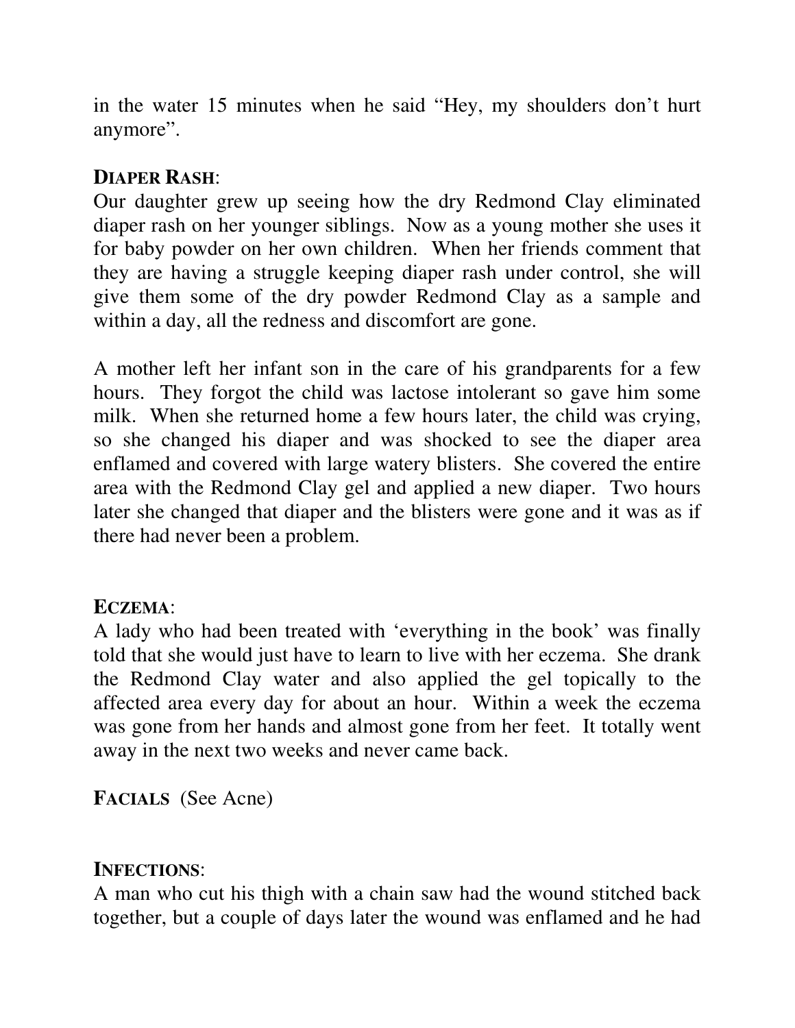in the water 15 minutes when he said "Hey, my shoulders don't hurt anymore".

**DIAPER RASH**:
Our daughter grew up seeing how the dry Redmond Clay eliminated diaper rash on her younger siblings. Now as a young mother she uses it for baby powder on her own children. When her friends comment that they are having a struggle keeping diaper rash under control, she will give them some of the dry powder Redmond Clay as a sample and within a day, all the redness and discomfort are gone.

A mother left her infant son in the care of his grandparents for a few hours. They forgot the child was lactose intolerant so gave him some milk. When she returned home a few hours later, the child was crying, so she changed his diaper and was shocked to see the diaper area enflamed and covered with large watery blisters. She covered the entire area with the Redmond Clay gel and applied a new diaper. Two hours later she changed that diaper and the blisters were gone and it was as if there had never been a problem.

**ECZEMA**:
A lady who had been treated with 'everything in the book' was finally told that she would just have to learn to live with her eczema. She drank the Redmond Clay water and also applied the gel topically to the affected area every day for about an hour. Within a week the eczema was gone from her hands and almost gone from her feet. It totally went away in the next two weeks and never came back.

**FACIALS** (See Acne)

**INFECTIONS**:
A man who cut his thigh with a chain saw had the wound stitched back together, but a couple of days later the wound was enflamed and he had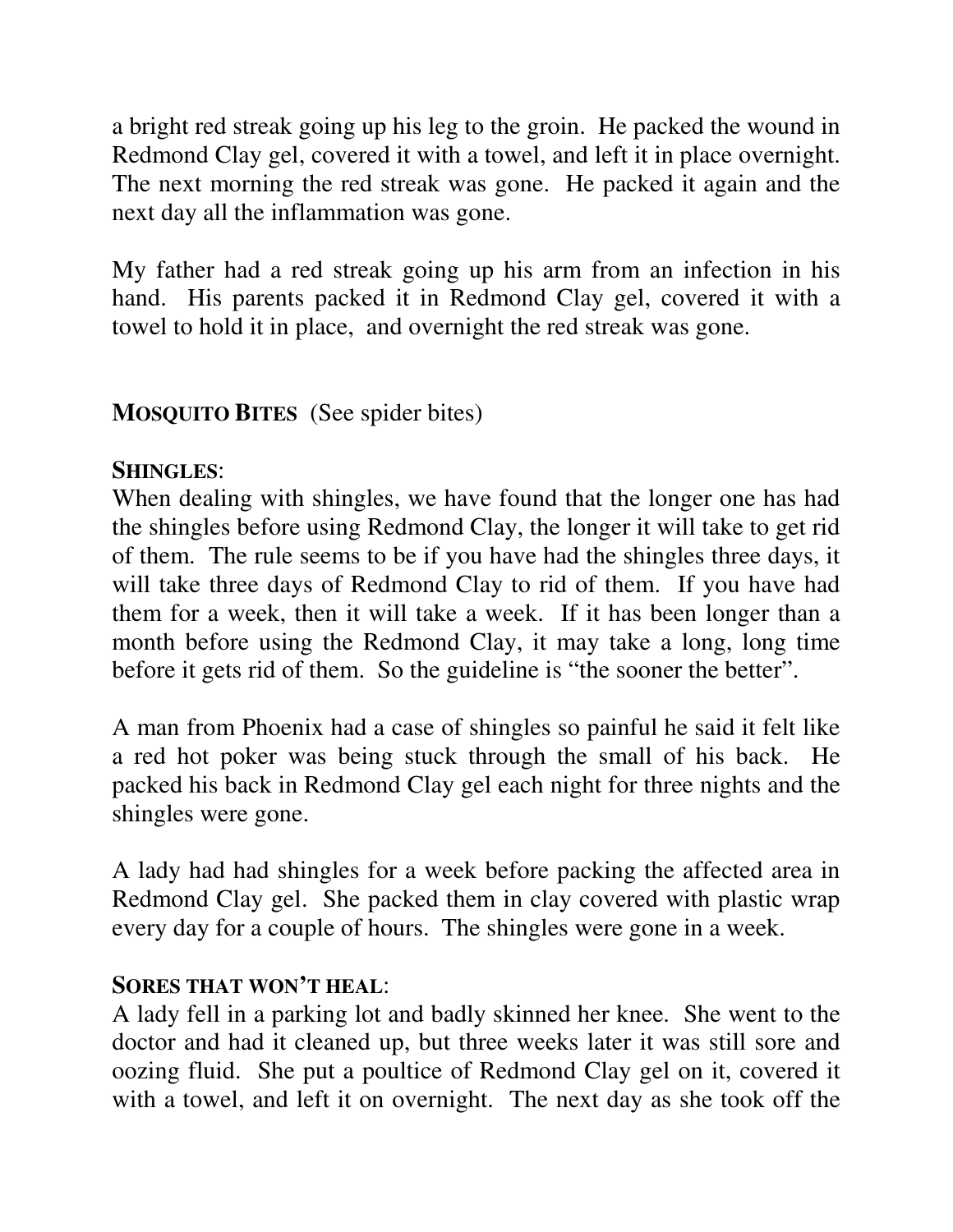a bright red streak going up his leg to the groin. He packed the wound in Redmond Clay gel, covered it with a towel, and left it in place overnight. The next morning the red streak was gone. He packed it again and the next day all the inflammation was gone.

My father had a red streak going up his arm from an infection in his hand. His parents packed it in Redmond Clay gel, covered it with a towel to hold it in place, and overnight the red streak was gone.

**MOSQUITO BITES** (See spider bites)

**SHINGLES**:
When dealing with shingles, we have found that the longer one has had the shingles before using Redmond Clay, the longer it will take to get rid of them. The rule seems to be if you have had the shingles three days, it will take three days of Redmond Clay to rid of them. If you have had them for a week, then it will take a week. If it has been longer than a month before using the Redmond Clay, it may take a long, long time before it gets rid of them. So the guideline is "the sooner the better".

A man from Phoenix had a case of shingles so painful he said it felt like a red hot poker was being stuck through the small of his back. He packed his back in Redmond Clay gel each night for three nights and the shingles were gone.

A lady had had shingles for a week before packing the affected area in Redmond Clay gel. She packed them in clay covered with plastic wrap every day for a couple of hours. The shingles were gone in a week.

**SORES THAT WON'T HEAL**:
A lady fell in a parking lot and badly skinned her knee. She went to the doctor and had it cleaned up, but three weeks later it was still sore and oozing fluid. She put a poultice of Redmond Clay gel on it, covered it with a towel, and left it on overnight. The next day as she took off the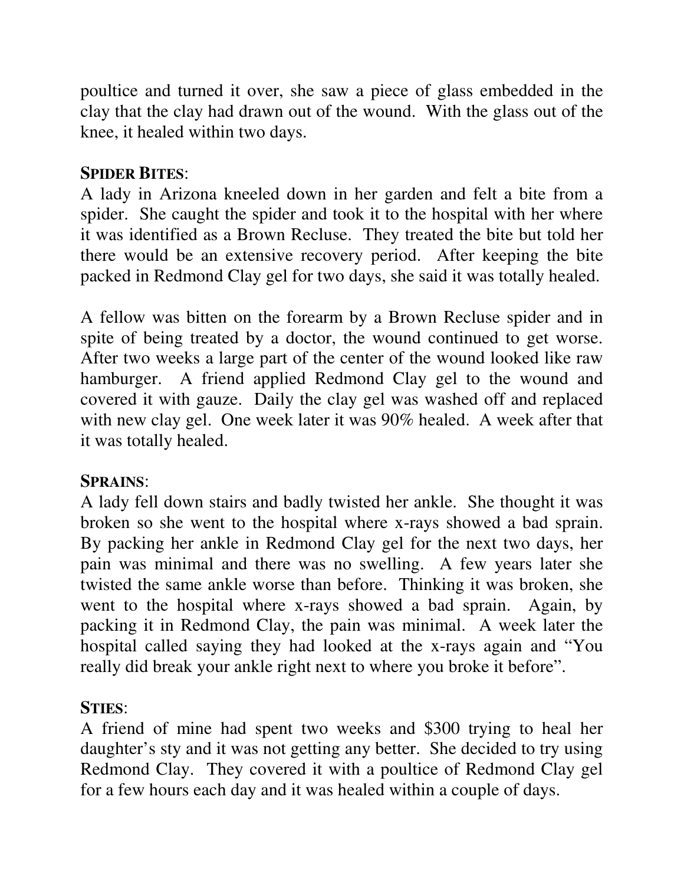poultice and turned it over, she saw a piece of glass embedded in the clay that the clay had drawn out of the wound. With the glass out of the knee, it healed within two days.

**SPIDER BITES**:

A lady in Arizona kneeled down in her garden and felt a bite from a spider. She caught the spider and took it to the hospital with her where it was identified as a Brown Recluse. They treated the bite but told her there would be an extensive recovery period. After keeping the bite packed in Redmond Clay gel for two days, she said it was totally healed.

A fellow was bitten on the forearm by a Brown Recluse spider and in spite of being treated by a doctor, the wound continued to get worse. After two weeks a large part of the center of the wound looked like raw hamburger. A friend applied Redmond Clay gel to the wound and covered it with gauze. Daily the clay gel was washed off and replaced with new clay gel. One week later it was 90% healed. A week after that it was totally healed.

**SPRAINS**:

A lady fell down stairs and badly twisted her ankle. She thought it was broken so she went to the hospital where x-rays showed a bad sprain. By packing her ankle in Redmond Clay gel for the next two days, her pain was minimal and there was no swelling. A few years later she twisted the same ankle worse than before. Thinking it was broken, she went to the hospital where x-rays showed a bad sprain. Again, by packing it in Redmond Clay, the pain was minimal. A week later the hospital called saying they had looked at the x-rays again and "You really did break your ankle right next to where you broke it before".

**STIES**:

A friend of mine had spent two weeks and $300 trying to heal her daughter's sty and it was not getting any better. She decided to try using Redmond Clay. They covered it with a poultice of Redmond Clay gel for a few hours each day and it was healed within a couple of days.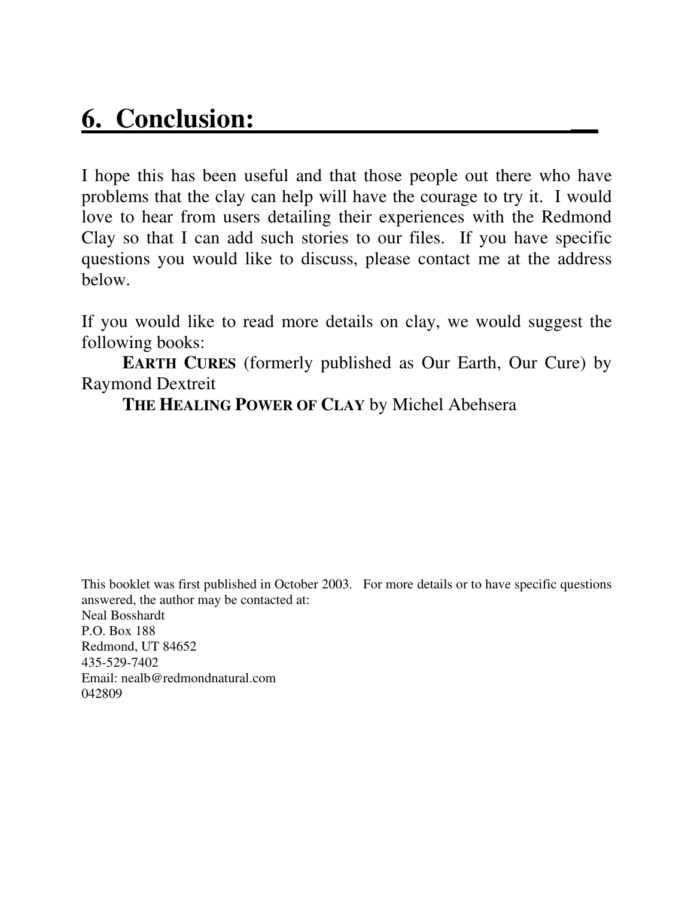## 6. Conclusion:

I hope this has been useful and that those people out there who have problems that the clay can help will have the courage to try it. I would love to hear from users detailing their experiences with the Redmond Clay so that I can add such stories to our files. If you have specific questions you would like to discuss, please contact me at the address below.

If you would like to read more details on clay, we would suggest the following books:

**EARTH CURES** (formerly published as Our Earth, Our Cure) by Raymond Dextreit

**THE HEALING POWER OF CLAY** by Michel Abehsera

This booklet was first published in October 2003. For more details or to have specific questions answered, the author may be contacted at:
Neal Bosshardt
P.O. Box 188
Redmond, UT 84652
435-529-7402
Email: nealb@redmondnatural.com
042809